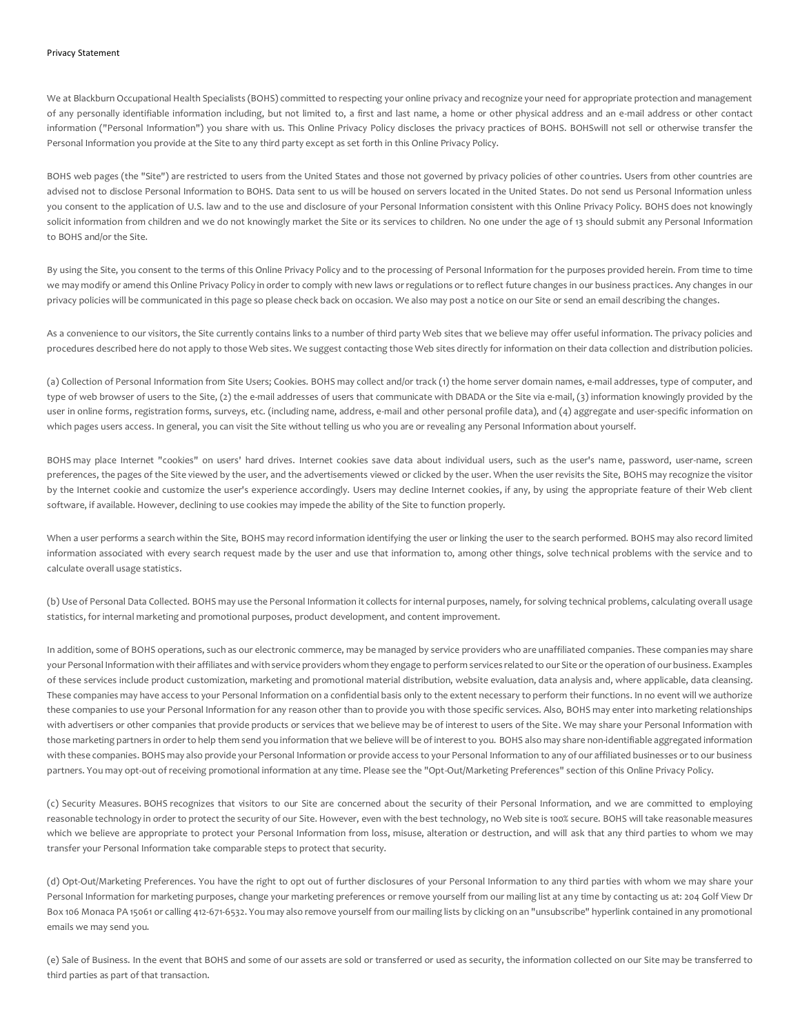Privacy Statement

We at Blackburn Occupational Health Specialists (BOHS) committed to respecting your online privacy and recognize your need for appropriate protection and management of any personally identifiable information including, but not limited to, a first and last name, a home or other physical address and an e-mail address or other contact information ("Personal Information") you share with us. This Online Privacy Policy discloses the privacy practices of BOHS. BOHSwill not sell or otherwise transfer the Personal Information you provide at the Site to any third party except as set forth in this Online Privacy Policy.

BOHS web pages (the "Site") are restricted to users from the United States and those not governed by privacy policies of other countries. Users from other countries are advised not to disclose Personal Information to BOHS. Data sent to us will be housed on servers located in the United States. Do not send us Personal Information unless you consent to the application of U.S. law and to the use and disclosure of your Personal Information consistent with this Online Privacy Policy. BOHS does not knowingly solicit information from children and we do not knowingly market the Site or its services to children. No one under the age of 13 should submit any Personal Information to BOHS and/or the Site.

By using the Site, you consent to the terms of this Online Privacy Policy and to the processing of Personal Information for the purposes provided herein. From time to time we may modify or amend this Online Privacy Policy in order to comply with new laws or regulations or to reflect future changes in our business practices. Any changes in our privacy policies will be communicated in this page so please check back on occasion. We also may post a notice on our Site or send an email describing the changes.

As a convenience to our visitors, the Site currently contains links to a number of third party Web sites that we believe may offer useful information. The privacy policies and procedures described here do not apply to those Web sites. We suggest contacting those Web sites directly for information on their data collection and distribution policies.

(a) Collection of Personal Information from Site Users; Cookies. BOHS may collect and/or track (1) the home server domain names, e-mail addresses, type of computer, and type of web browser of users to the Site, (2) the e-mail addresses of users that communicate with DBADA or the Site via e-mail, (3) information knowingly provided by the user in online forms, registration forms, surveys, etc. (including name, address, e-mail and other personal profile data), and (4) aggregate and user-specific information on which pages users access. In general, you can visit the Site without telling us who you are or revealing any Personal Information about yourself.

BOHS may place Internet "cookies" on users' hard drives. Internet cookies save data about individual users, such as the user's name, password, user-name, screen preferences, the pages of the Site viewed by the user, and the advertisements viewed or clicked by the user. When the user revisits the Site, BOHS may recognize the visitor by the Internet cookie and customize the user's experience accordingly. Users may decline Internet cookies, if any, by using the appropriate feature of their Web client software, if available. However, declining to use cookies may impede the ability of the Site to function properly.

When a user performs a search within the Site, BOHS may record information identifying the user or linking the user to the search performed. BOHS may also record limited information associated with every search request made by the user and use that information to, among other things, solve technical problems with the service and to calculate overall usage statistics.

(b) Use of Personal Data Collected. BOHS may use the Personal Information it collects for internal purposes, namely, for solving technical problems, calculating overall usage statistics, for internal marketing and promotional purposes, product development, and content improvement.

In addition, some of BOHS operations, such as our electronic commerce, may be managed by service providers who are unaffiliated companies. These companies may share your Personal Information with their affiliates and with service providers whom they engage to perform services related to our Site or the operation of our business. Examples of these services include product customization, marketing and promotional material distribution, website evaluation, data analysis and, where applicable, data cleansing. These companies may have access to your Personal Information on a confidential basis only to the extent necessary to perform their functions. In no event will we authorize these companies to use your Personal Information for any reason other than to provide you with those specific services. Also, BOHS may enter into marketing relationships with advertisers or other companies that provide products or services that we believe may be of interest to users of the Site. We may share your Personal Information with those marketing partners in order to help them send you information that we believe will be of interest to you. BOHS also may share non-identifiable aggregated information with these companies. BOHS may also provide your Personal Information or provide access to your Personal Information to any of our affiliated businesses or to our business partners. You may opt-out of receiving promotional information at any time. Please see the "Opt-Out/Marketing Preferences" section of this Online Privacy Policy.

(c) Security Measures. BOHS recognizes that visitors to our Site are concerned about the security of their Personal Information, and we are committed to employing reasonable technology in order to protect the security of our Site. However, even with the best technology, no Web site is 100% secure. BOHS will take reasonable measures which we believe are appropriate to protect your Personal Information from loss, misuse, alteration or destruction, and will ask that any third parties to whom we may transfer your Personal Information take comparable steps to protect that security.

(d) Opt-Out/Marketing Preferences. You have the right to opt out of further disclosures of your Personal Information to any third parties with whom we may share your Personal Information for marketing purposes, change your marketing preferences or remove yourself from our mailing list at any time by contacting us at: 204 Golf View Dr Box 106 Monaca PA 15061 or calling 412-671-6532. You may also remove yourself from our mailing lists by clicking on an "unsubscribe" hyperlink contained in any promotional emails we may send you.

(e) Sale of Business. In the event that BOHS and some of our assets are sold or transferred or used as security, the information collected on our Site may be transferred to third parties as part of that transaction.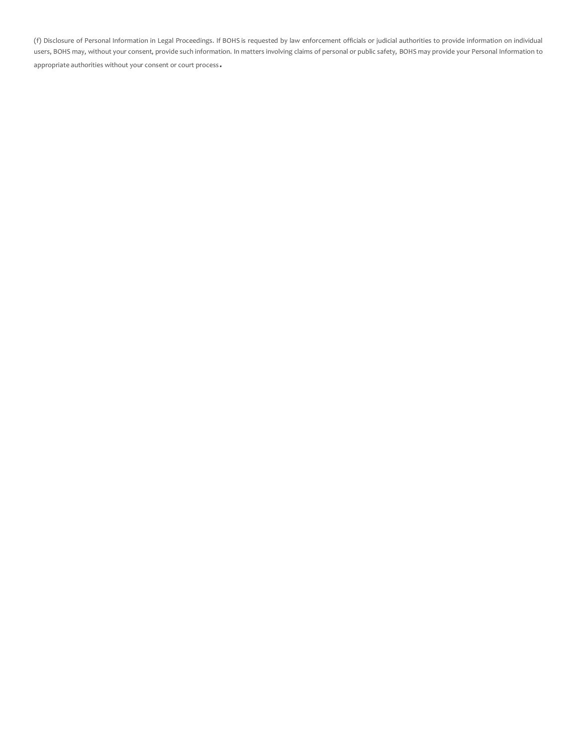(f) Disclosure of Personal Information in Legal Proceedings. If BOHS is requested by law enforcement officials or judicial authorities to provide information on individual users, BOHS may, without your consent, provide such information. In matters involving claims of personal or public safety, BOHS may provide your Personal Information to appropriate authorities without your consent or court process.